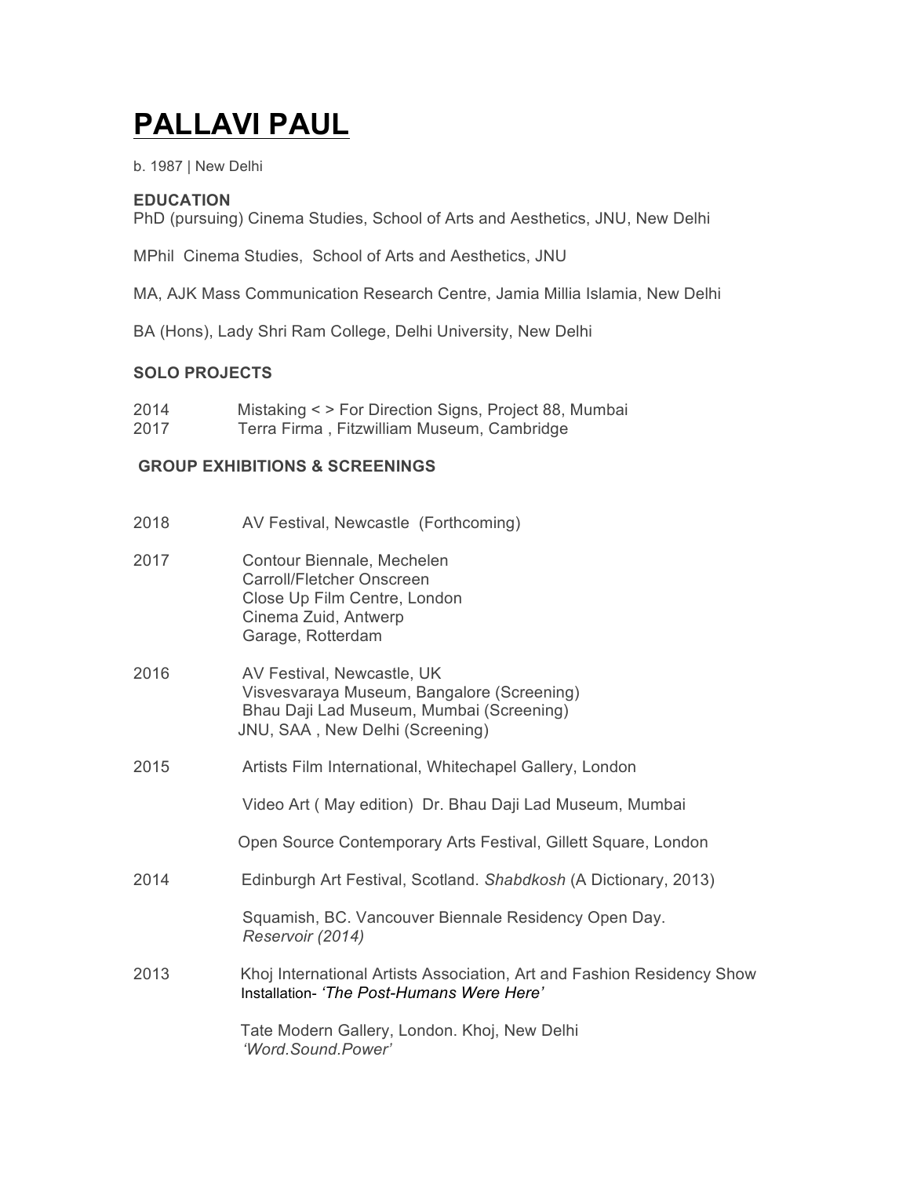# PALLAVI PAUL

b. 1987 | New Delhi

## EDUCATION

PhD (pursuing) Cinema Studies, School of Arts and Aesthetics, JNU, New Delhi

MPhil Cinema Studies, School of Arts and Aesthetics, JNU

MA, AJK Mass Communication Research Centre, Jamia Millia Islamia, New Delhi

BA (Hons), Lady Shri Ram College, Delhi University, New Delhi

## SOLO PROJECTS

2014 Mistaking < > For Direction Signs, Project 88, Mumbai
2017 Terra Firma , Fitzwilliam Museum, Cambridge

## GROUP EXHIBITIONS & SCREENINGS

2018 AV Festival, Newcastle (Forthcoming)

2017 Contour Biennale, Mechelen
Carroll/Fletcher Onscreen
Close Up Film Centre, London
Cinema Zuid, Antwerp
Garage, Rotterdam

2016 AV Festival, Newcastle, UK
Visvesvaraya Museum, Bangalore (Screening)
Bhau Daji Lad Museum, Mumbai (Screening)
JNU, SAA , New Delhi (Screening)

2015 Artists Film International, Whitechapel Gallery, London

Video Art ( May edition) Dr. Bhau Daji Lad Museum, Mumbai

Open Source Contemporary Arts Festival, Gillett Square, London

2014 Edinburgh Art Festival, Scotland. *Shabdkosh* (A Dictionary, 2013)

Squamish, BC. Vancouver Biennale Residency Open Day.
*Reservoir (2014)*

2013 Khoj International Artists Association, Art and Fashion Residency Show
Installation- *'The Post-Humans Were Here'*

Tate Modern Gallery, London. Khoj, New Delhi
*'Word.Sound.Power'*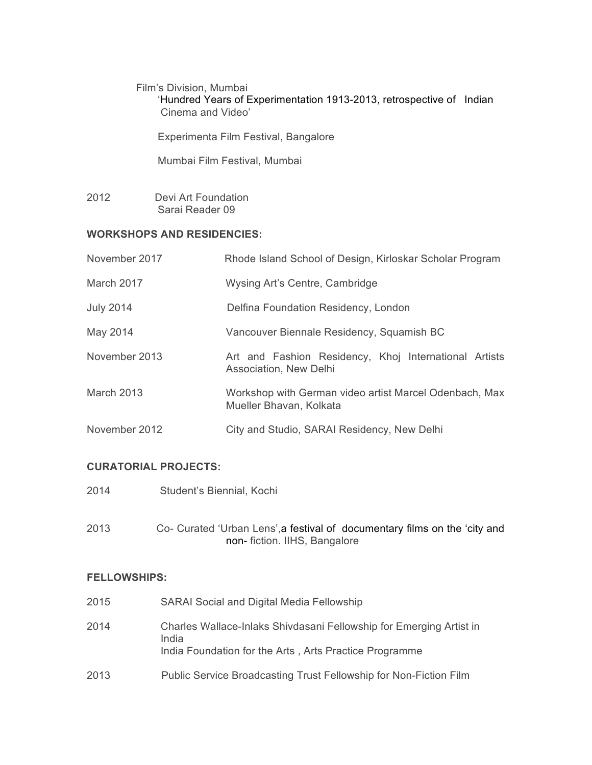Film's Division, Mumbai
'Hundred Years of Experimentation 1913-2013, retrospective of Indian Cinema and Video'

Experimenta Film Festival, Bangalore

Mumbai Film Festival, Mumbai

2012 Devi Art Foundation
Sarai Reader 09

**WORKSHOPS AND RESIDENCIES:**

| | |
|---|---|
| November 2017 | Rhode Island School of Design, Kirloskar Scholar Program |
| March 2017 | Wysing Art's Centre, Cambridge |
| July 2014 | Delfina Foundation Residency, London |
| May 2014 | Vancouver Biennale Residency, Squamish BC |
| November 2013 | Art and Fashion Residency, Khoj International Artists Association, New Delhi |
| March 2013 | Workshop with German video artist Marcel Odenbach, Max Mueller Bhavan, Kolkata |
| November 2012 | City and Studio, SARAI Residency, New Delhi |

**CURATORIAL PROJECTS:**

2014 Student's Biennial, Kochi

2013 Co- Curated 'Urban Lens',a festival of documentary films on the 'city and non- fiction. IIHS, Bangalore

**FELLOWSHIPS:**

2015 SARAI Social and Digital Media Fellowship

2014 Charles Wallace-Inlaks Shivdasani Fellowship for Emerging Artist in India
India Foundation for the Arts , Arts Practice Programme

2013 Public Service Broadcasting Trust Fellowship for Non-Fiction Film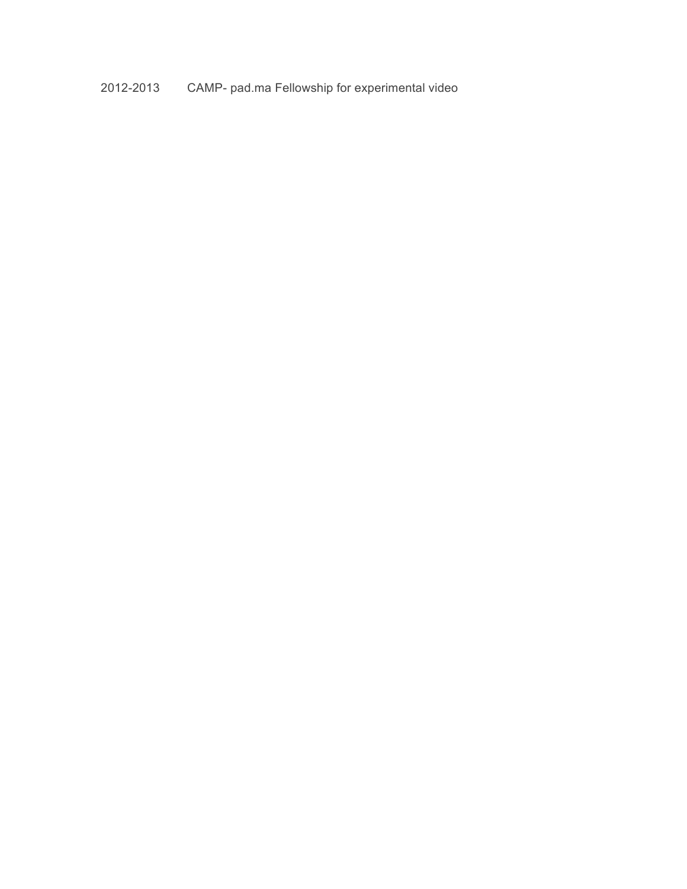2012-2013 CAMP- pad.ma Fellowship for experimental video